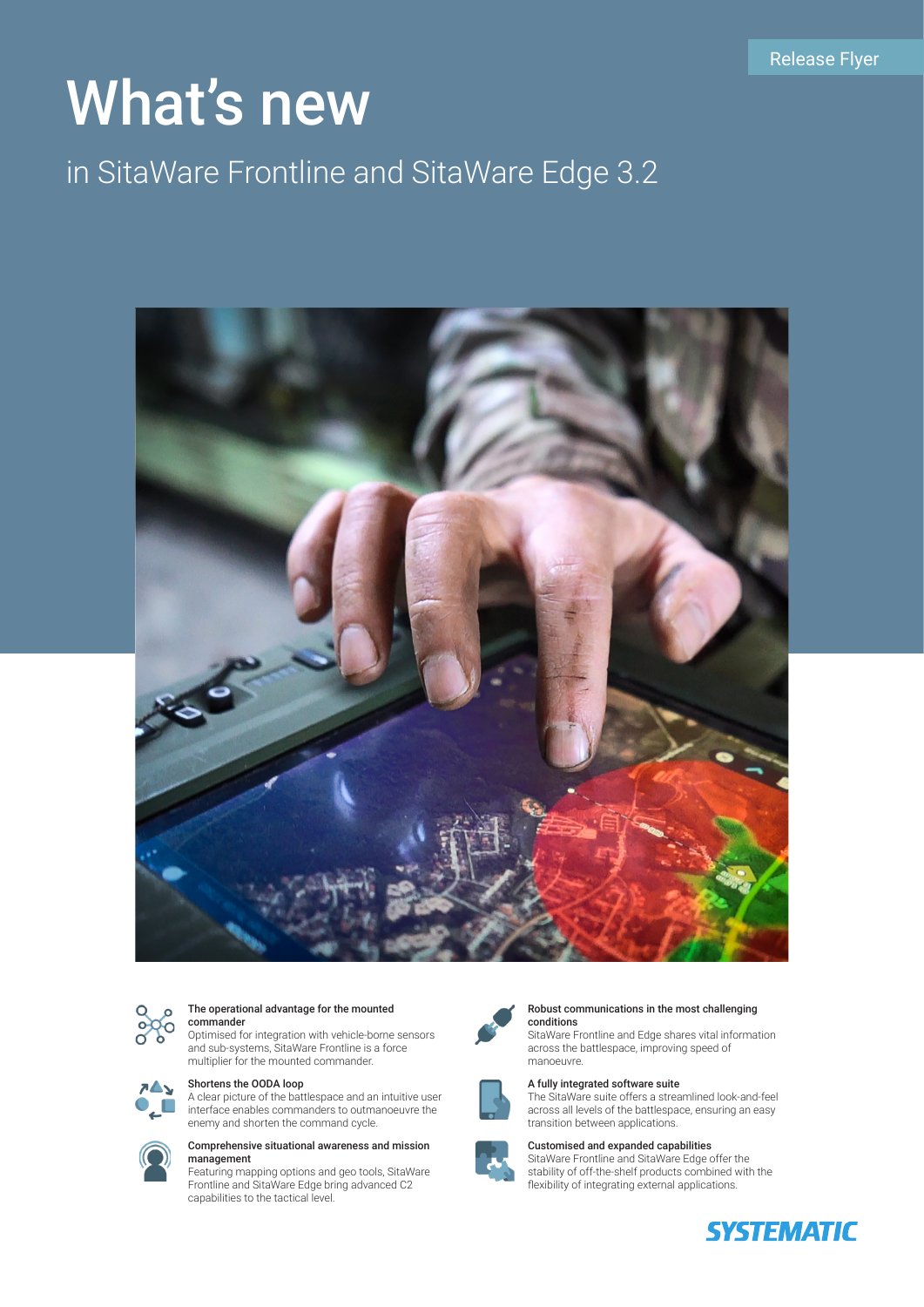Release Flyer

# What's new

## in SitaWare Frontline and SitaWare Edge 3.2

**The operational advantage for the mounted commander**
Optimised for integration with vehicle-borne sensors and sub-systems, SitaWare Frontline is a force multiplier for the mounted commander.

**Shortens the OODA loop**
A clear picture of the battlespace and an intuitive user interface enables commanders to outmanoeuvre the enemy and shorten the command cycle.

**Comprehensive situational awareness and mission management**
Featuring mapping options and geo tools, SitaWare Frontline and SitaWare Edge bring advanced C2 capabilities to the tactical level.

**Robust communications in the most challenging conditions**
SitaWare Frontline and Edge shares vital information across the battlespace, improving speed of manoeuvre.

**A fully integrated software suite**
The SitaWare suite offers a streamlined look-and-feel across all levels of the battlespace, ensuring an easy transition between applications.

**Customised and expanded capabilities**
SitaWare Frontline and SitaWare Edge offer the stability of off-the-shelf products combined with the flexibility of integrating external applications.

SYSTEMATIC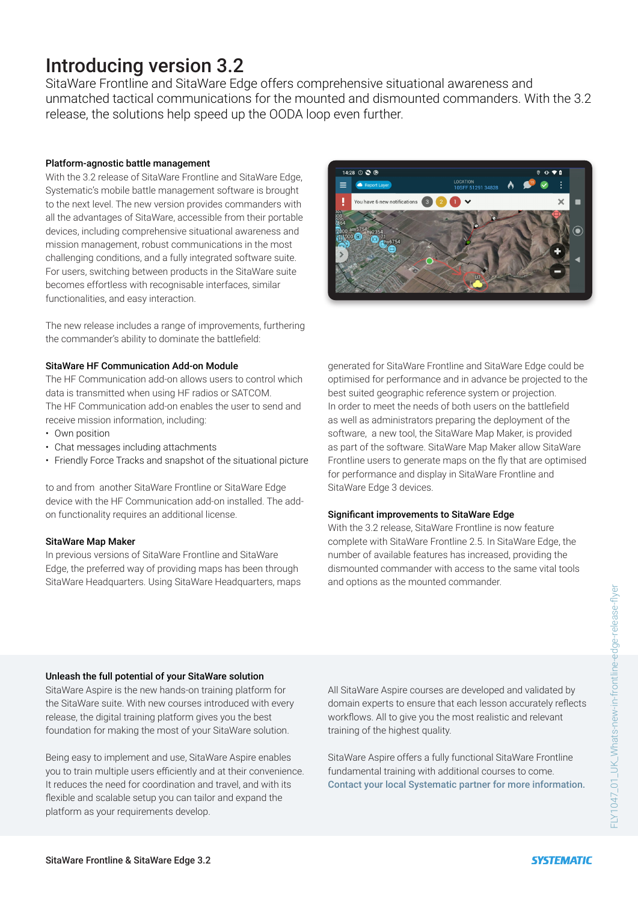# Introducing version 3.2

SitaWare Frontline and SitaWare Edge offers comprehensive situational awareness and unmatched tactical communications for the mounted and dismounted commanders. With the 3.2 release, the solutions help speed up the OODA loop even further.

### Platform-agnostic battle management

With the 3.2 release of SitaWare Frontline and SitaWare Edge, Systematic's mobile battle management software is brought to the next level. The new version provides commanders with all the advantages of SitaWare, accessible from their portable devices, including comprehensive situational awareness and mission management, robust communications in the most challenging conditions, and a fully integrated software suite. For users, switching between products in the SitaWare suite becomes effortless with recognisable interfaces, similar functionalities, and easy interaction.

The new release includes a range of improvements, furthering the commander's ability to dominate the battlefield:

### SitaWare HF Communication Add-on Module

The HF Communication add-on allows users to control which data is transmitted when using HF radios or SATCOM. The HF Communication add-on enables the user to send and receive mission information, including:

- Own position
- Chat messages including attachments
- Friendly Force Tracks and snapshot of the situational picture

to and from another SitaWare Frontline or SitaWare Edge device with the HF Communication add-on installed. The add-on functionality requires an additional license.

### SitaWare Map Maker

In previous versions of SitaWare Frontline and SitaWare Edge, the preferred way of providing maps has been through SitaWare Headquarters. Using SitaWare Headquarters, maps generated for SitaWare Frontline and SitaWare Edge could be optimised for performance and in advance be projected to the best suited geographic reference system or projection. In order to meet the needs of both users on the battlefield as well as administrators preparing the deployment of the software, a new tool, the SitaWare Map Maker, is provided as part of the software. SitaWare Map Maker allow SitaWare Frontline users to generate maps on the fly that are optimised for performance and display in SitaWare Frontline and SitaWare Edge 3 devices.

### Significant improvements to SitaWare Edge

With the 3.2 release, SitaWare Frontline is now feature complete with SitaWare Frontline 2.5. In SitaWare Edge, the number of available features has increased, providing the dismounted commander with access to the same vital tools and options as the mounted commander.

### Unleash the full potential of your SitaWare solution

SitaWare Aspire is the new hands-on training platform for the SitaWare suite. With new courses introduced with every release, the digital training platform gives you the best foundation for making the most of your SitaWare solution.

Being easy to implement and use, SitaWare Aspire enables you to train multiple users efficiently and at their convenience. It reduces the need for coordination and travel, and with its flexible and scalable setup you can tailor and expand the platform as your requirements develop.

All SitaWare Aspire courses are developed and validated by domain experts to ensure that each lesson accurately reflects workflows. All to give you the most realistic and relevant training of the highest quality.

SitaWare Aspire offers a fully functional SitaWare Frontline fundamental training with additional courses to come. Contact your local Systematic partner for more information.